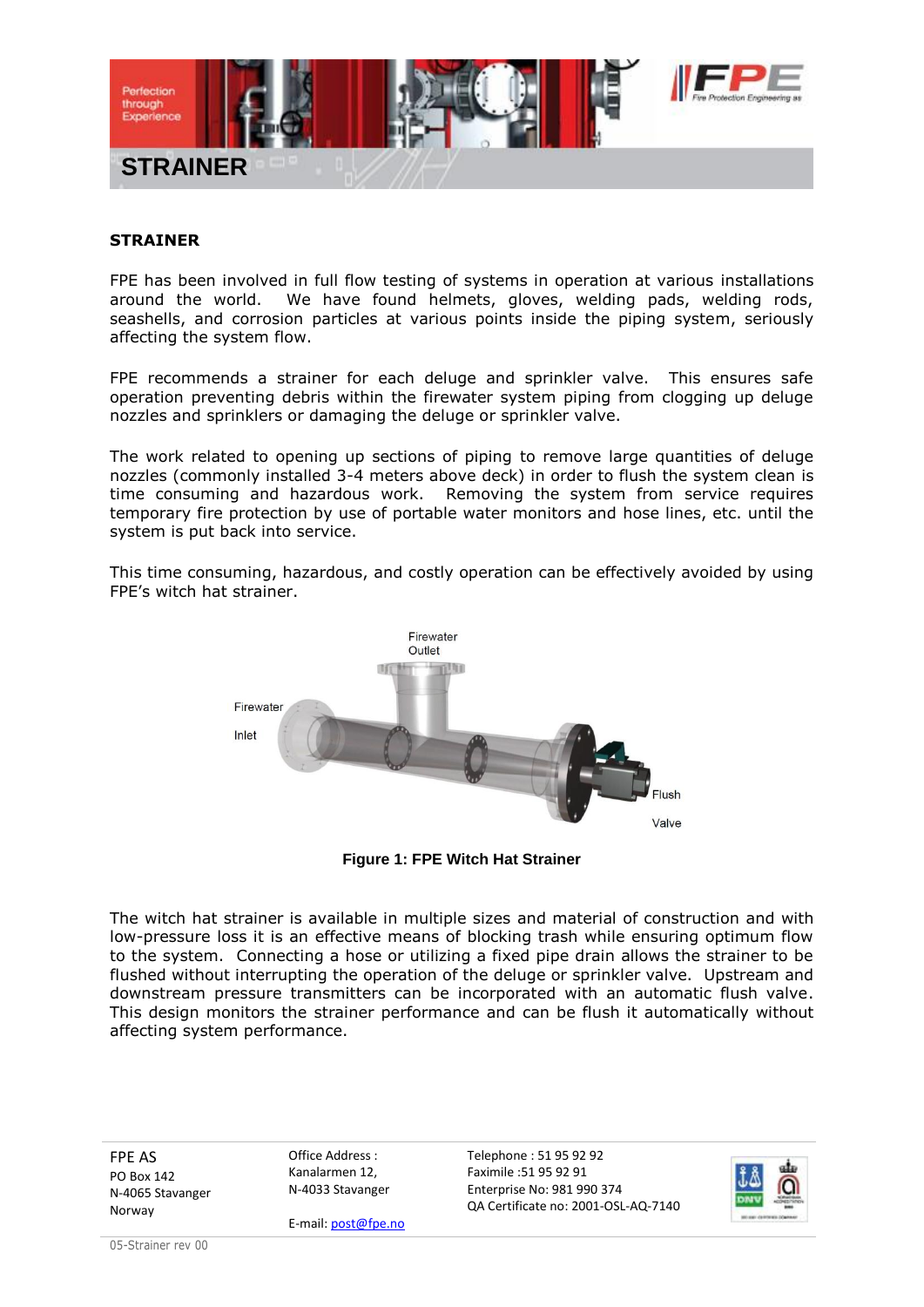# STRAINER

**STRAINER**

FPE has been involved in full flow testing of systems in operation at various installations around the world. We have found helmets, gloves, welding pads, welding rods, seashells, and corrosion particles at various points inside the piping system, seriously affecting the system flow.

FPE recommends a strainer for each deluge and sprinkler valve. This ensures safe operation preventing debris within the firewater system piping from clogging up deluge nozzles and sprinklers or damaging the deluge or sprinkler valve.

The work related to opening up sections of piping to remove large quantities of deluge nozzles (commonly installed 3-4 meters above deck) in order to flush the system clean is time consuming and hazardous work. Removing the system from service requires temporary fire protection by use of portable water monitors and hose lines, etc. until the system is put back into service.

This time consuming, hazardous, and costly operation can be effectively avoided by using FPE's witch hat strainer.

Firewater Outlet

Firewater Inlet

Flush Valve

**Figure 1: FPE Witch Hat Strainer**

The witch hat strainer is available in multiple sizes and material of construction and with low-pressure loss it is an effective means of blocking trash while ensuring optimum flow to the system. Connecting a hose or utilizing a fixed pipe drain allows the strainer to be flushed without interrupting the operation of the deluge or sprinkler valve. Upstream and downstream pressure transmitters can be incorporated with an automatic flush valve. This design monitors the strainer performance and can be flush it automatically without affecting system performance.

FPE AS
PO Box 142
N-4065 Stavanger
Norway

Office Address :
Kanalarmen 12,
N-4033 Stavanger

E-mail: post@fpe.no

Telephone : 51 95 92 92
Faximile :51 95 92 91
Enterprise No: 981 990 374
QA Certificate no: 2001-OSL-AQ-7140

05-Strainer rev 00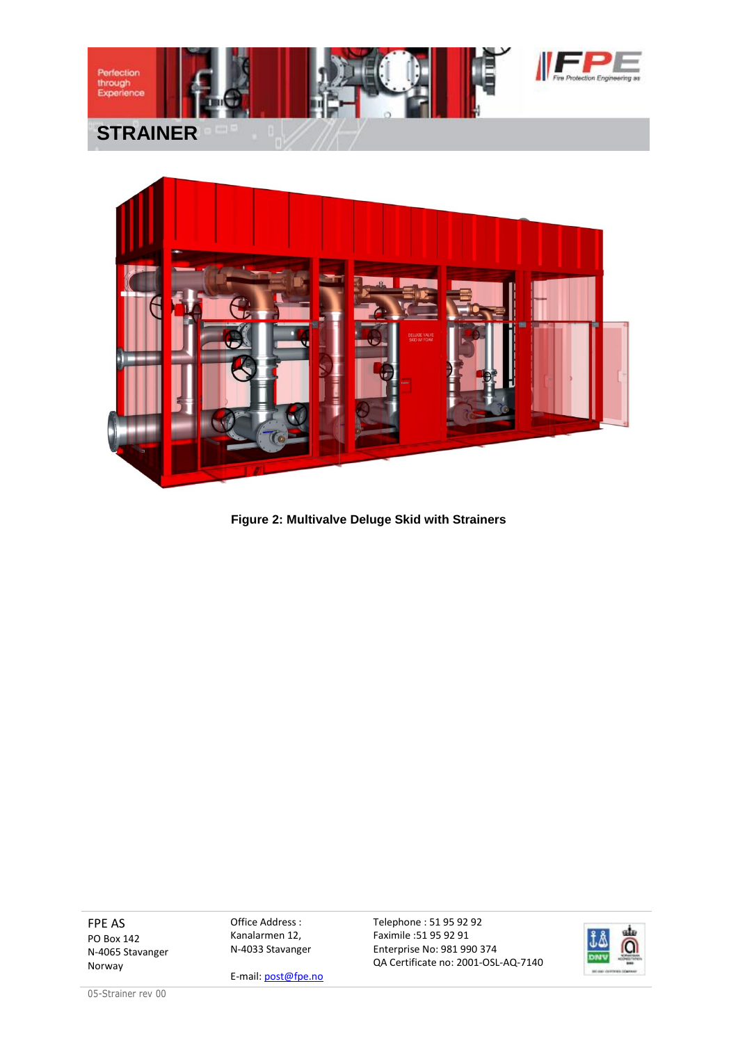# STRAINER

Figure 2: Multivalve Deluge Skid with Strainers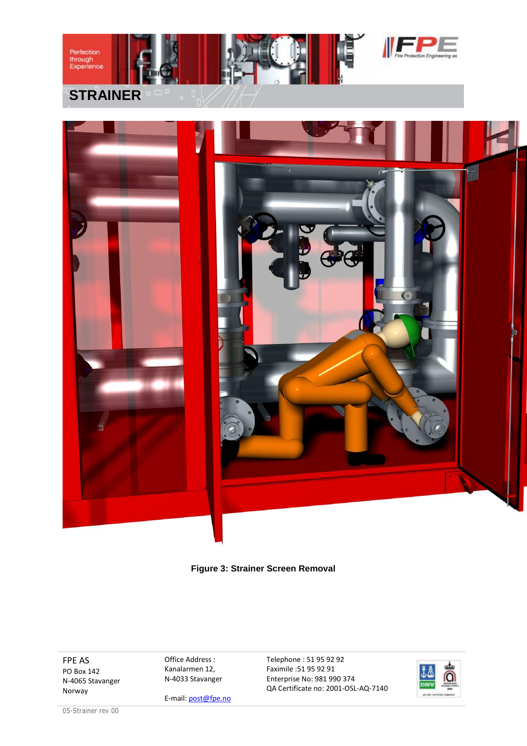# STRAINER

Figure 3: Strainer Screen Removal